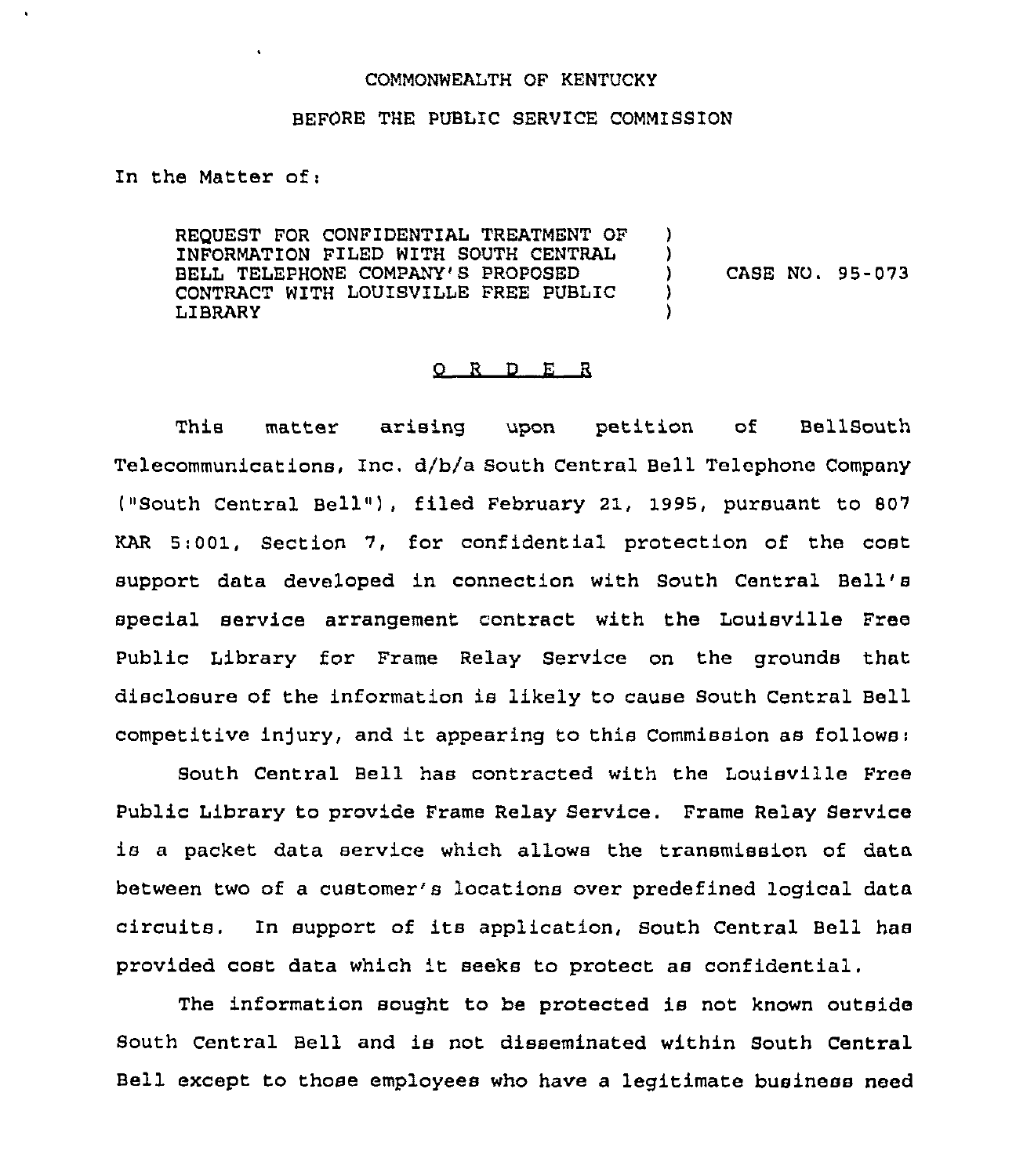COMMONWEALTH OF KENTUCKY

BEFORE THE PUBLIC SERVICE COMMISSION

In the Matter of:

REQUEST FOR CONFIDENTIAL TREATMENT OF INFORMATION FILED WITH SOUTH CENTRAL BELL TELEPHONE COMPANY'S PROPOSED CONTRACT WITH LOUISVILLE FREE PUBLIC LIBRARY ) CASE NO. 95-073

## O R D E R

This matter arising upon petition of BellSouth Telecommunications, Inc. d/b/a South Central Bell Telephone Company ("South Central Bell"), filed February 21, 1995, pursuant to 807 KAR 5:001, Section 7, for confidential protection of the cost support data developed in connection with South Central Bell's special service arrangement contract with the Louisville Free Public Library for Frame Relay Service on the grounds that disclosure of the information is likely to cause South Central Bell competitive injury, and it appearing to this Commission as follows:

South Central Bell has contracted with the Louisville Free Public Library to provide Frame Relay Service. Frame Relay Service is a packet data service which allows the transmission of data between two of a customer's locations over predefined logical data circuits. In support of its application, South Central Bell has provided cost data which it seeks to protect as confidential.

The information sought to be protected is not known outside South Central Bell and is not disseminated within South Central Bell except to those employees who have a legitimate business need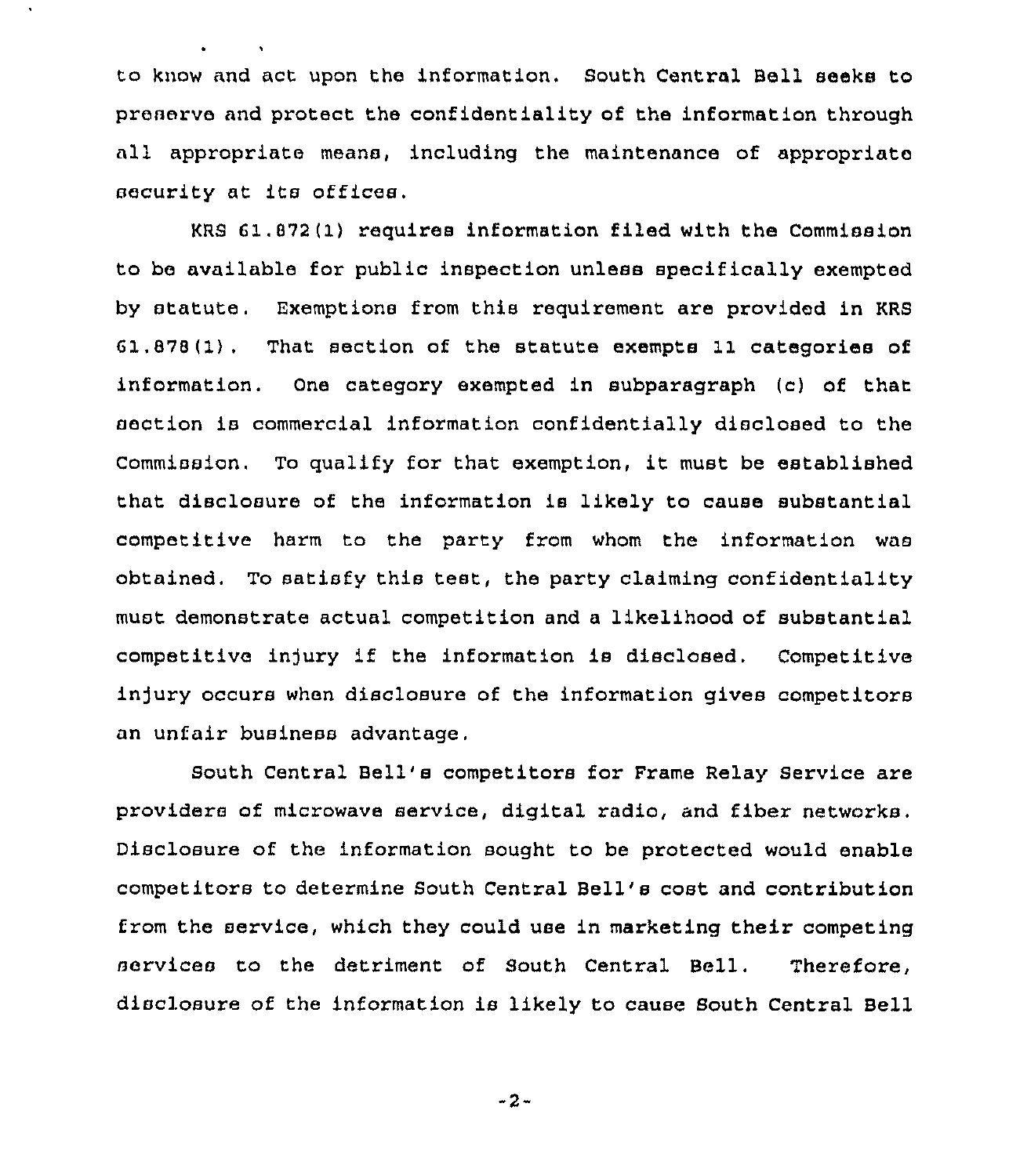to know and act upon the information. South Central Bell seeks to preserve and protect the confidentiality of the information through all appropriate means, including the maintenance of appropriate security at its offices.

KRS 61.872(1) requires information filed with the Commission to be available for public inspection unless specifically exempted by statute. Exemptions from this requirement are provided in KRS 61.878(1). That section of the statute exempts 11 categories of information. One category exempted in subparagraph (c) of that section is commercial information confidentially disclosed to the Commission. To qualify for that exemption, it must be established that disclosure of the information is likely to cause substantial competitive harm to the party from whom the information was obtained. To satisfy this test, the party claiming confidentiality must demonstrate actual competition and a likelihood of substantial competitive injury if the information is disclosed. Competitive injury occurs when disclosure of the information gives competitors an unfair business advantage.

South Central Bell's competitors for Frame Relay Service are providers of microwave service, digital radio, and fiber networks. Disclosure of the information sought to be protected would enable competitors to determine South Central Bell's cost and contribution from the service, which they could use in marketing their competing services to the detriment of South Central Bell. Therefore, disclosure of the information is likely to cause South Central Bell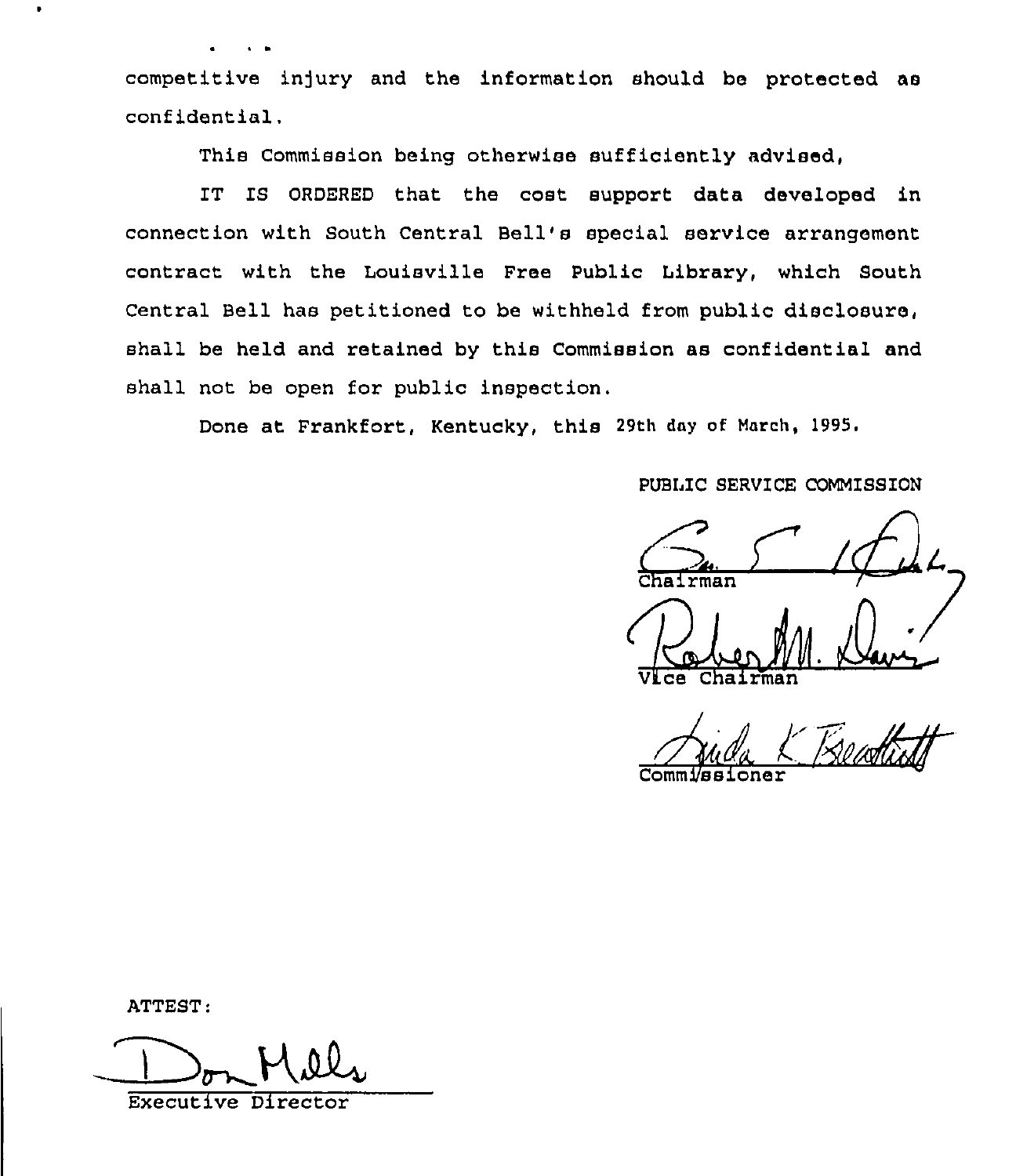competitive injury and the information should be protected as confidential.

This Commission being otherwise sufficiently advised,

IT IS ORDERED that the cost support data developed in connection with South Central Bell's special service arrangement contract with the Louisville Free Public Library, which South Central Bell has petitioned to be withheld from public disclosure, shall be held and retained by this Commission as confidential and shall not be open for public inspection.

Done at Frankfort, Kentucky, this 29th day of March, 1995.

PUBLIC SERVICE COMMISSION

Chairman

Vice Chairman

Commissioner

ATTEST:

Executive Director